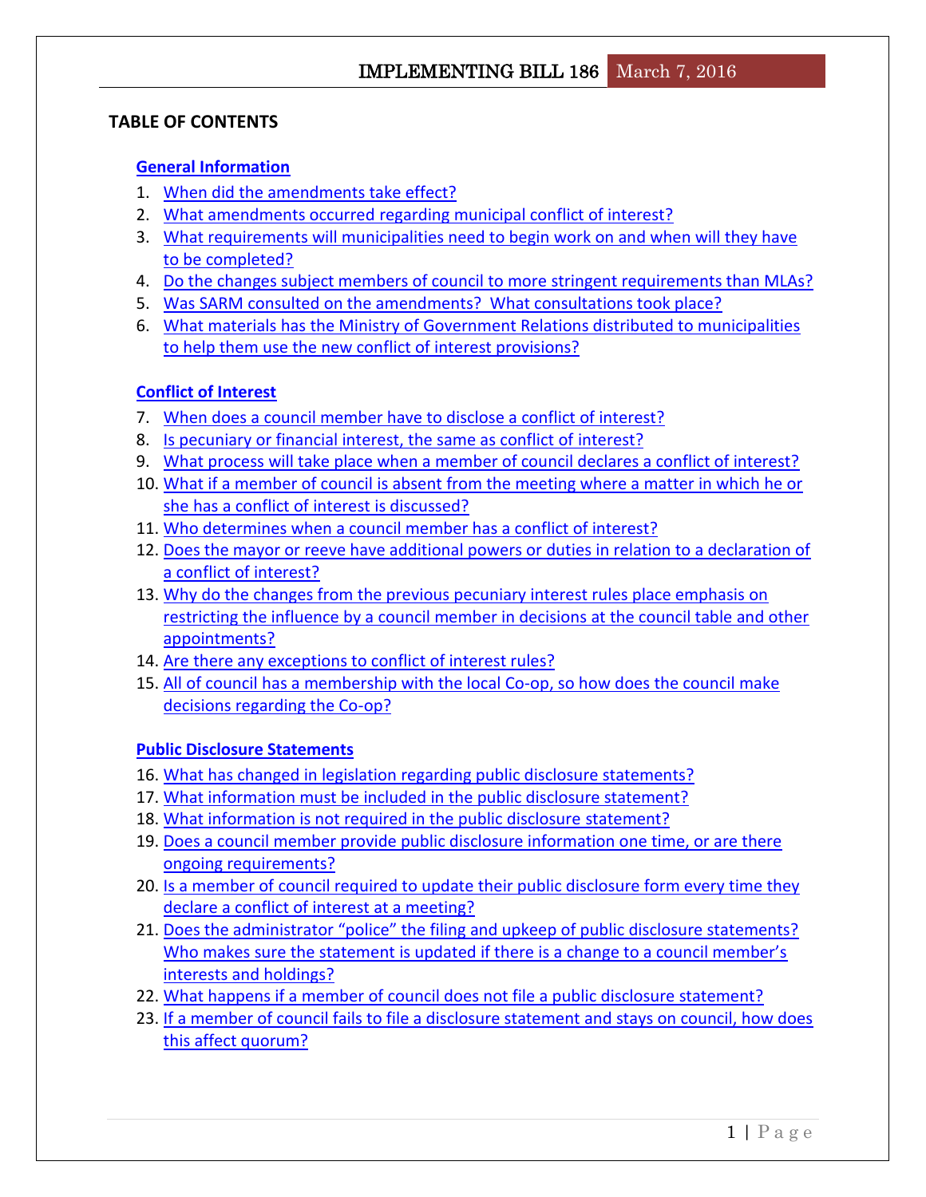## TABLE OF CONTENTS

**General Information**

1. When did the amendments take effect?
2. What amendments occurred regarding municipal conflict of interest?
3. What requirements will municipalities need to begin work on and when will they have to be completed?
4. Do the changes subject members of council to more stringent requirements than MLAs?
5. Was SARM consulted on the amendments? What consultations took place?
6. What materials has the Ministry of Government Relations distributed to municipalities to help them use the new conflict of interest provisions?

**Conflict of Interest**

7. When does a council member have to disclose a conflict of interest?
8. Is pecuniary or financial interest, the same as conflict of interest?
9. What process will take place when a member of council declares a conflict of interest?
10. What if a member of council is absent from the meeting where a matter in which he or she has a conflict of interest is discussed?
11. Who determines when a council member has a conflict of interest?
12. Does the mayor or reeve have additional powers or duties in relation to a declaration of a conflict of interest?
13. Why do the changes from the previous pecuniary interest rules place emphasis on restricting the influence by a council member in decisions at the council table and other appointments?
14. Are there any exceptions to conflict of interest rules?
15. All of council has a membership with the local Co-op, so how does the council make decisions regarding the Co-op?

**Public Disclosure Statements**

16. What has changed in legislation regarding public disclosure statements?
17. What information must be included in the public disclosure statement?
18. What information is not required in the public disclosure statement?
19. Does a council member provide public disclosure information one time, or are there ongoing requirements?
20. Is a member of council required to update their public disclosure form every time they declare a conflict of interest at a meeting?
21. Does the administrator "police" the filing and upkeep of public disclosure statements? Who makes sure the statement is updated if there is a change to a council member's interests and holdings?
22. What happens if a member of council does not file a public disclosure statement?
23. If a member of council fails to file a disclosure statement and stays on council, how does this affect quorum?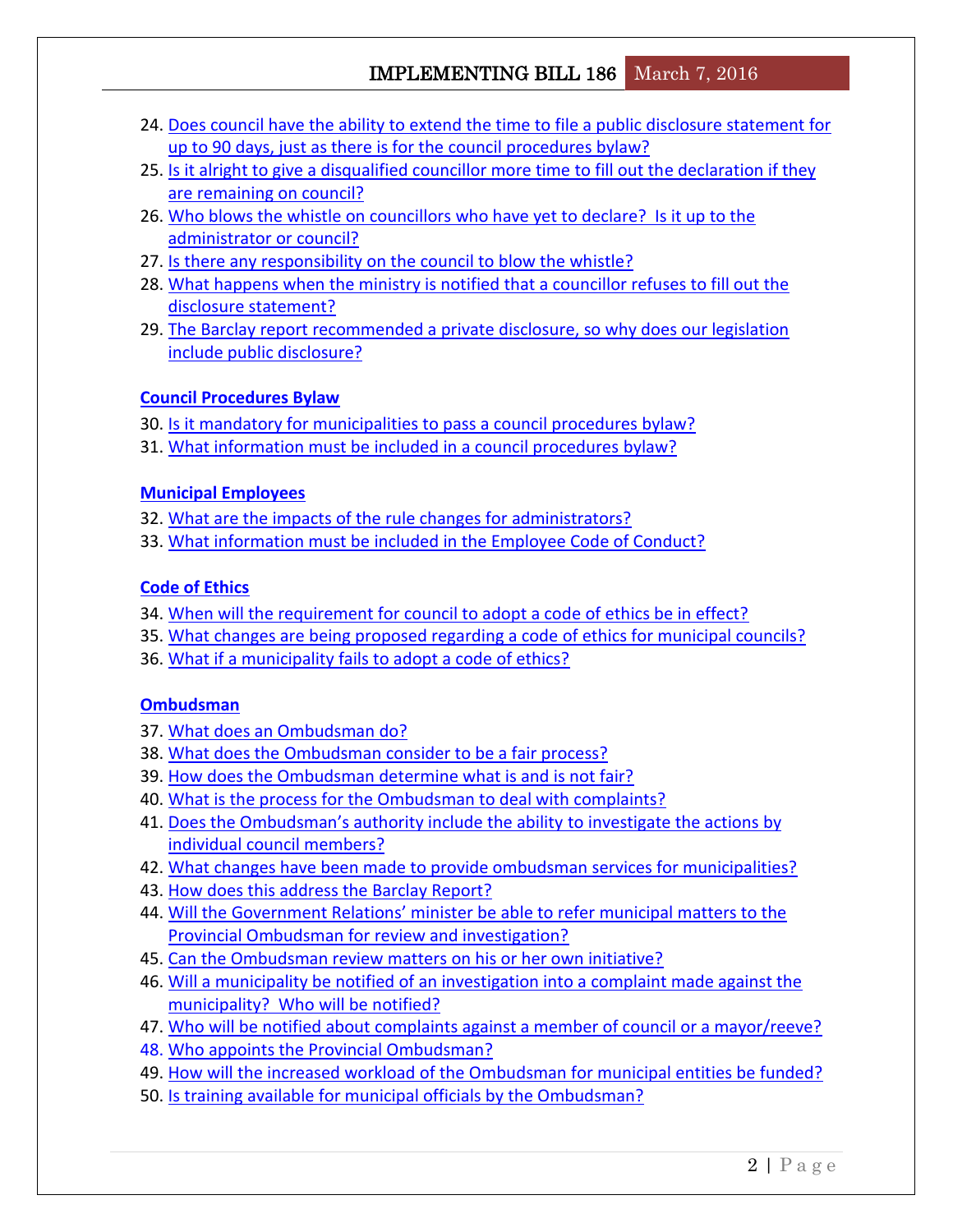24. Does council have the ability to extend the time to file a public disclosure statement for up to 90 days, just as there is for the council procedures bylaw?
25. Is it alright to give a disqualified councillor more time to fill out the declaration if they are remaining on council?
26. Who blows the whistle on councillors who have yet to declare? Is it up to the administrator or council?
27. Is there any responsibility on the council to blow the whistle?
28. What happens when the ministry is notified that a councillor refuses to fill out the disclosure statement?
29. The Barclay report recommended a private disclosure, so why does our legislation include public disclosure?

**Council Procedures Bylaw**

30. Is it mandatory for municipalities to pass a council procedures bylaw?
31. What information must be included in a council procedures bylaw?

**Municipal Employees**

32. What are the impacts of the rule changes for administrators?
33. What information must be included in the Employee Code of Conduct?

**Code of Ethics**

34. When will the requirement for council to adopt a code of ethics be in effect?
35. What changes are being proposed regarding a code of ethics for municipal councils?
36. What if a municipality fails to adopt a code of ethics?

**Ombudsman**

37. What does an Ombudsman do?
38. What does the Ombudsman consider to be a fair process?
39. How does the Ombudsman determine what is and is not fair?
40. What is the process for the Ombudsman to deal with complaints?
41. Does the Ombudsman's authority include the ability to investigate the actions by individual council members?
42. What changes have been made to provide ombudsman services for municipalities?
43. How does this address the Barclay Report?
44. Will the Government Relations' minister be able to refer municipal matters to the Provincial Ombudsman for review and investigation?
45. Can the Ombudsman review matters on his or her own initiative?
46. Will a municipality be notified of an investigation into a complaint made against the municipality? Who will be notified?
47. Who will be notified about complaints against a member of council or a mayor/reeve?
48. Who appoints the Provincial Ombudsman?
49. How will the increased workload of the Ombudsman for municipal entities be funded?
50. Is training available for municipal officials by the Ombudsman?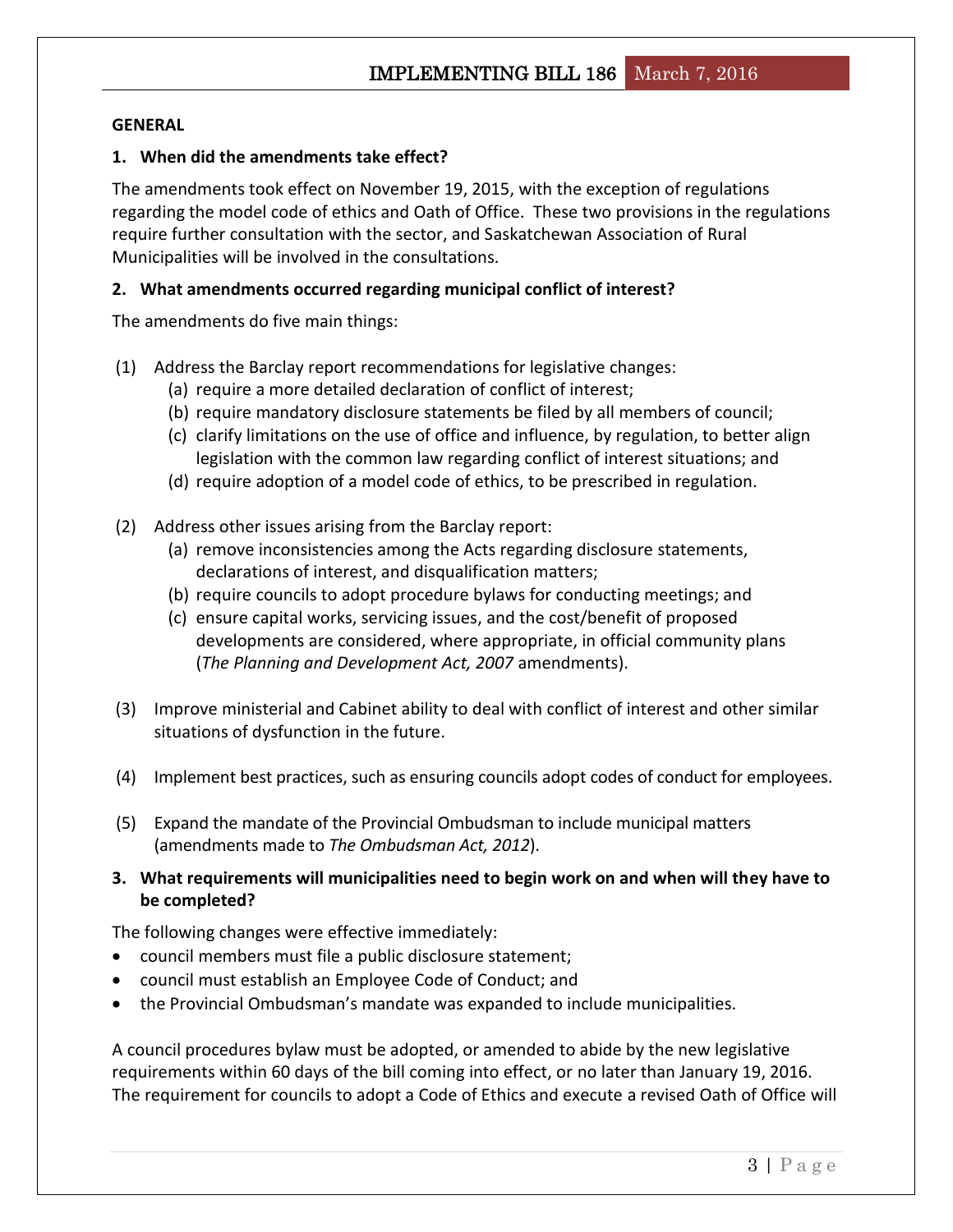## GENERAL

### 1. When did the amendments take effect?

The amendments took effect on November 19, 2015, with the exception of regulations regarding the model code of ethics and Oath of Office. These two provisions in the regulations require further consultation with the sector, and Saskatchewan Association of Rural Municipalities will be involved in the consultations.

### 2. What amendments occurred regarding municipal conflict of interest?

The amendments do five main things:

(1) Address the Barclay report recommendations for legislative changes:
   - (a) require a more detailed declaration of conflict of interest;
   - (b) require mandatory disclosure statements be filed by all members of council;
   - (c) clarify limitations on the use of office and influence, by regulation, to better align legislation with the common law regarding conflict of interest situations; and
   - (d) require adoption of a model code of ethics, to be prescribed in regulation.

(2) Address other issues arising from the Barclay report:
   - (a) remove inconsistencies among the Acts regarding disclosure statements, declarations of interest, and disqualification matters;
   - (b) require councils to adopt procedure bylaws for conducting meetings; and
   - (c) ensure capital works, servicing issues, and the cost/benefit of proposed developments are considered, where appropriate, in official community plans (*The Planning and Development Act, 2007* amendments).

(3) Improve ministerial and Cabinet ability to deal with conflict of interest and other similar situations of dysfunction in the future.

(4) Implement best practices, such as ensuring councils adopt codes of conduct for employees.

(5) Expand the mandate of the Provincial Ombudsman to include municipal matters (amendments made to *The Ombudsman Act, 2012*).

### 3. What requirements will municipalities need to begin work on and when will they have to be completed?

The following changes were effective immediately:

- council members must file a public disclosure statement;
- council must establish an Employee Code of Conduct; and
- the Provincial Ombudsman's mandate was expanded to include municipalities.

A council procedures bylaw must be adopted, or amended to abide by the new legislative requirements within 60 days of the bill coming into effect, or no later than January 19, 2016. The requirement for councils to adopt a Code of Ethics and execute a revised Oath of Office will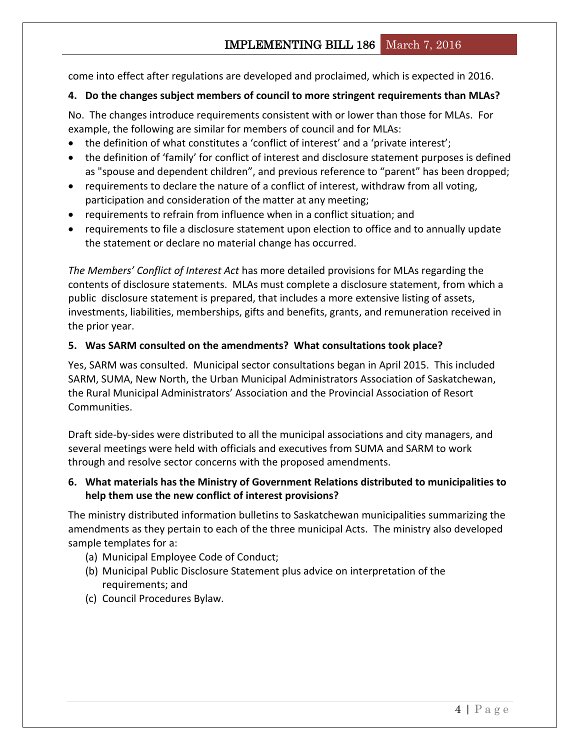come into effect after regulations are developed and proclaimed, which is expected in 2016.

**4. Do the changes subject members of council to more stringent requirements than MLAs?**

No. The changes introduce requirements consistent with or lower than those for MLAs. For example, the following are similar for members of council and for MLAs:

- the definition of what constitutes a 'conflict of interest' and a 'private interest';
- the definition of 'family' for conflict of interest and disclosure statement purposes is defined as "spouse and dependent children", and previous reference to "parent" has been dropped;
- requirements to declare the nature of a conflict of interest, withdraw from all voting, participation and consideration of the matter at any meeting;
- requirements to refrain from influence when in a conflict situation; and
- requirements to file a disclosure statement upon election to office and to annually update the statement or declare no material change has occurred.

*The Members' Conflict of Interest Act* has more detailed provisions for MLAs regarding the contents of disclosure statements. MLAs must complete a disclosure statement, from which a public disclosure statement is prepared, that includes a more extensive listing of assets, investments, liabilities, memberships, gifts and benefits, grants, and remuneration received in the prior year.

**5. Was SARM consulted on the amendments? What consultations took place?**

Yes, SARM was consulted. Municipal sector consultations began in April 2015. This included SARM, SUMA, New North, the Urban Municipal Administrators Association of Saskatchewan, the Rural Municipal Administrators' Association and the Provincial Association of Resort Communities.

Draft side-by-sides were distributed to all the municipal associations and city managers, and several meetings were held with officials and executives from SUMA and SARM to work through and resolve sector concerns with the proposed amendments.

**6. What materials has the Ministry of Government Relations distributed to municipalities to help them use the new conflict of interest provisions?**

The ministry distributed information bulletins to Saskatchewan municipalities summarizing the amendments as they pertain to each of the three municipal Acts. The ministry also developed sample templates for a:

(a) Municipal Employee Code of Conduct;
(b) Municipal Public Disclosure Statement plus advice on interpretation of the requirements; and
(c) Council Procedures Bylaw.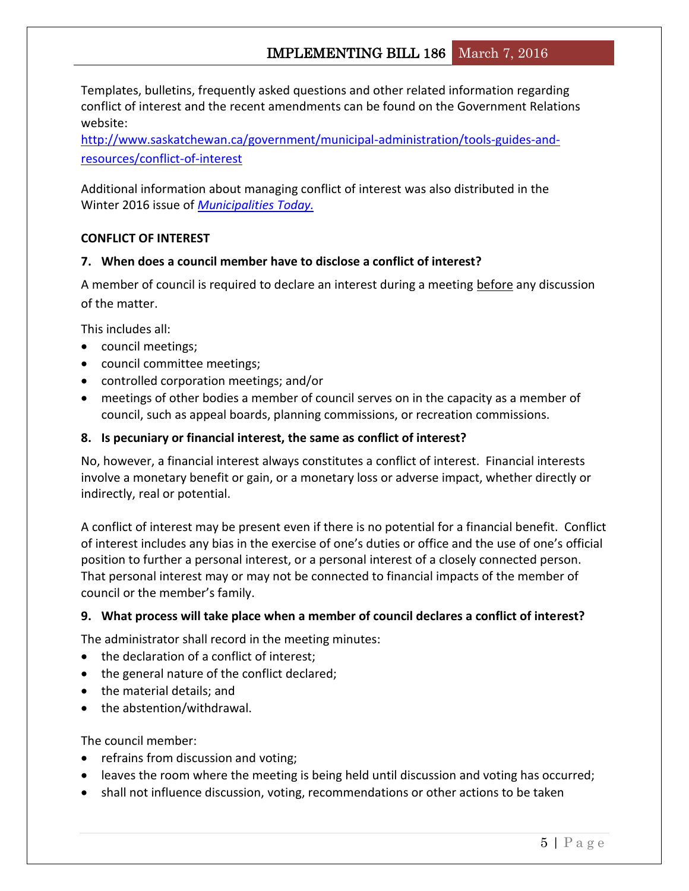Templates, bulletins, frequently asked questions and other related information regarding conflict of interest and the recent amendments can be found on the Government Relations website:
[http://www.saskatchewan.ca/government/municipal-administration/tools-guides-and-resources/conflict-of-interest](http://www.saskatchewan.ca/government/municipal-administration/tools-guides-and-resources/conflict-of-interest)

Additional information about managing conflict of interest was also distributed in the Winter 2016 issue of *Municipalities Today.*

**CONFLICT OF INTEREST**

**7. When does a council member have to disclose a conflict of interest?**

A member of council is required to declare an interest during a meeting <u>before</u> any discussion of the matter.

This includes all:

- council meetings;
- council committee meetings;
- controlled corporation meetings; and/or
- meetings of other bodies a member of council serves on in the capacity as a member of council, such as appeal boards, planning commissions, or recreation commissions.

**8. Is pecuniary or financial interest, the same as conflict of interest?**

No, however, a financial interest always constitutes a conflict of interest. Financial interests involve a monetary benefit or gain, or a monetary loss or adverse impact, whether directly or indirectly, real or potential.

A conflict of interest may be present even if there is no potential for a financial benefit. Conflict of interest includes any bias in the exercise of one's duties or office and the use of one's official position to further a personal interest, or a personal interest of a closely connected person. That personal interest may or may not be connected to financial impacts of the member of council or the member's family.

**9. What process will take place when a member of council declares a conflict of interest?**

The administrator shall record in the meeting minutes:

- the declaration of a conflict of interest;
- the general nature of the conflict declared;
- the material details; and
- the abstention/withdrawal.

The council member:

- refrains from discussion and voting;
- leaves the room where the meeting is being held until discussion and voting has occurred;
- shall not influence discussion, voting, recommendations or other actions to be taken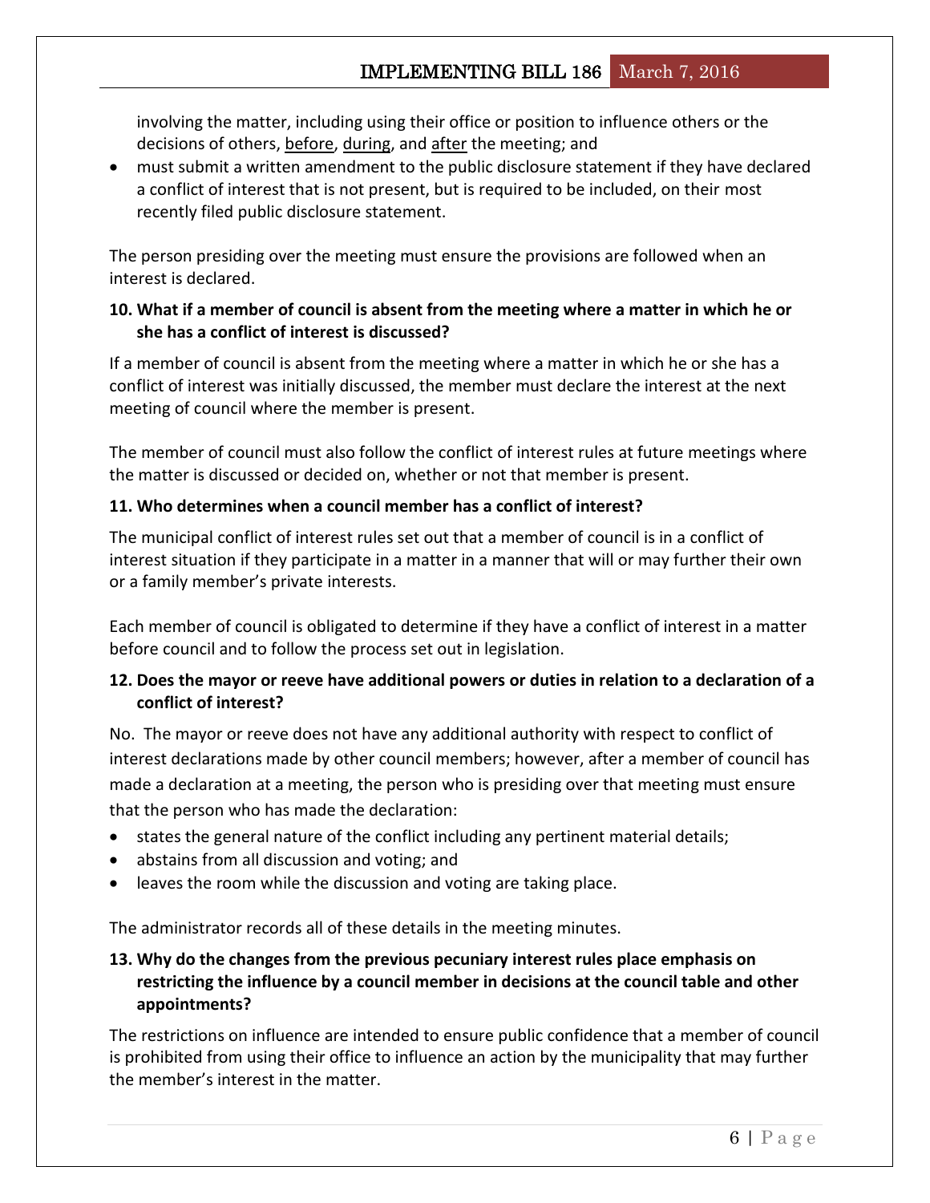involving the matter, including using their office or position to influence others or the decisions of others, before, during, and after the meeting; and
- must submit a written amendment to the public disclosure statement if they have declared a conflict of interest that is not present, but is required to be included, on their most recently filed public disclosure statement.

The person presiding over the meeting must ensure the provisions are followed when an interest is declared.

**10. What if a member of council is absent from the meeting where a matter in which he or she has a conflict of interest is discussed?**

If a member of council is absent from the meeting where a matter in which he or she has a conflict of interest was initially discussed, the member must declare the interest at the next meeting of council where the member is present.

The member of council must also follow the conflict of interest rules at future meetings where the matter is discussed or decided on, whether or not that member is present.

**11. Who determines when a council member has a conflict of interest?**

The municipal conflict of interest rules set out that a member of council is in a conflict of interest situation if they participate in a matter in a manner that will or may further their own or a family member's private interests.

Each member of council is obligated to determine if they have a conflict of interest in a matter before council and to follow the process set out in legislation.

**12. Does the mayor or reeve have additional powers or duties in relation to a declaration of a conflict of interest?**

No. The mayor or reeve does not have any additional authority with respect to conflict of interest declarations made by other council members; however, after a member of council has made a declaration at a meeting, the person who is presiding over that meeting must ensure that the person who has made the declaration:

- states the general nature of the conflict including any pertinent material details;
- abstains from all discussion and voting; and
- leaves the room while the discussion and voting are taking place.

The administrator records all of these details in the meeting minutes.

**13. Why do the changes from the previous pecuniary interest rules place emphasis on restricting the influence by a council member in decisions at the council table and other appointments?**

The restrictions on influence are intended to ensure public confidence that a member of council is prohibited from using their office to influence an action by the municipality that may further the member's interest in the matter.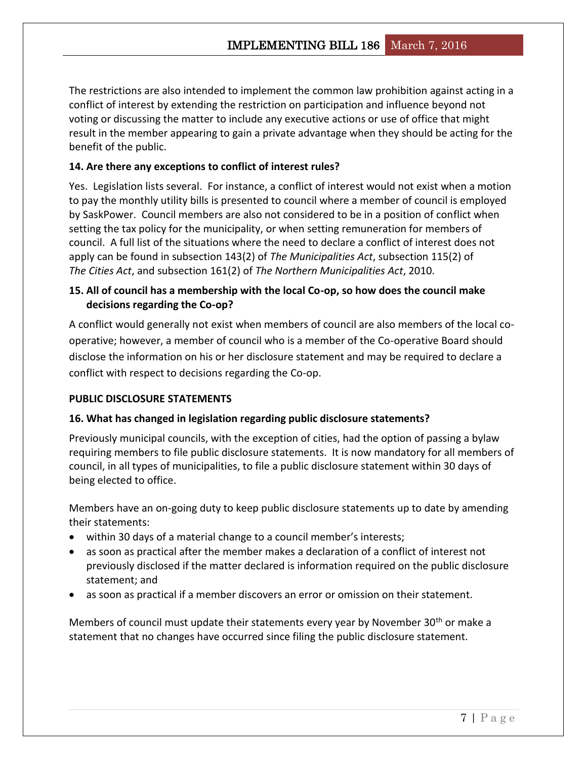The restrictions are also intended to implement the common law prohibition against acting in a conflict of interest by extending the restriction on participation and influence beyond not voting or discussing the matter to include any executive actions or use of office that might result in the member appearing to gain a private advantage when they should be acting for the benefit of the public.

**14. Are there any exceptions to conflict of interest rules?**

Yes. Legislation lists several. For instance, a conflict of interest would not exist when a motion to pay the monthly utility bills is presented to council where a member of council is employed by SaskPower. Council members are also not considered to be in a position of conflict when setting the tax policy for the municipality, or when setting remuneration for members of council. A full list of the situations where the need to declare a conflict of interest does not apply can be found in subsection 143(2) of *The Municipalities Act*, subsection 115(2) of *The Cities Act*, and subsection 161(2) of *The Northern Municipalities Act*, 2010.

**15. All of council has a membership with the local Co-op, so how does the council make decisions regarding the Co-op?**

A conflict would generally not exist when members of council are also members of the local co-operative; however, a member of council who is a member of the Co-operative Board should disclose the information on his or her disclosure statement and may be required to declare a conflict with respect to decisions regarding the Co-op.

**PUBLIC DISCLOSURE STATEMENTS**

**16. What has changed in legislation regarding public disclosure statements?**

Previously municipal councils, with the exception of cities, had the option of passing a bylaw requiring members to file public disclosure statements. It is now mandatory for all members of council, in all types of municipalities, to file a public disclosure statement within 30 days of being elected to office.

Members have an on-going duty to keep public disclosure statements up to date by amending their statements:

- within 30 days of a material change to a council member's interests;
- as soon as practical after the member makes a declaration of a conflict of interest not previously disclosed if the matter declared is information required on the public disclosure statement; and
- as soon as practical if a member discovers an error or omission on their statement.

Members of council must update their statements every year by November 30th or make a statement that no changes have occurred since filing the public disclosure statement.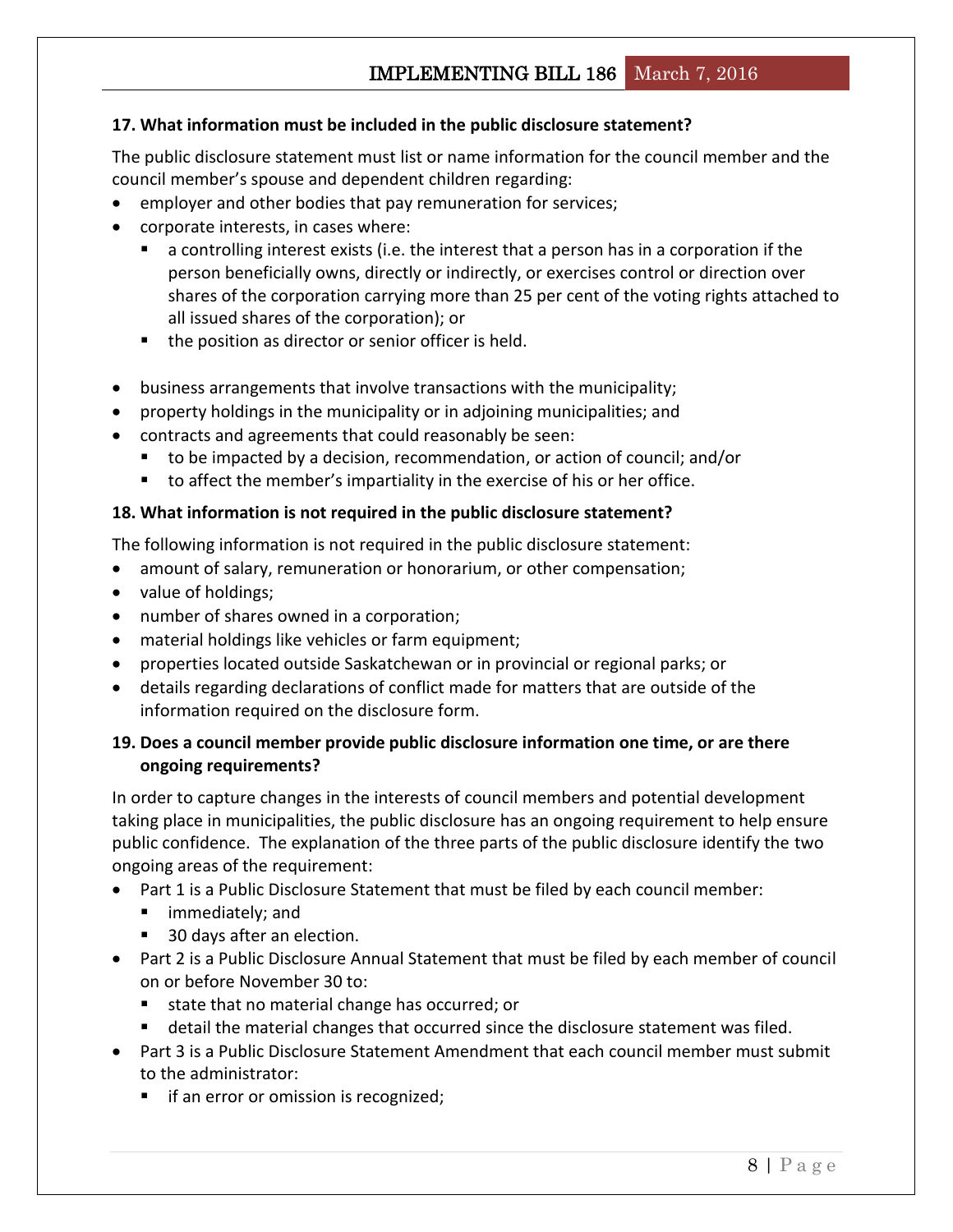**17. What information must be included in the public disclosure statement?**

The public disclosure statement must list or name information for the council member and the council member's spouse and dependent children regarding:

- employer and other bodies that pay remuneration for services;
- corporate interests, in cases where:
  - a controlling interest exists (i.e. the interest that a person has in a corporation if the person beneficially owns, directly or indirectly, or exercises control or direction over shares of the corporation carrying more than 25 per cent of the voting rights attached to all issued shares of the corporation); or
  - the position as director or senior officer is held.
- business arrangements that involve transactions with the municipality;
- property holdings in the municipality or in adjoining municipalities; and
- contracts and agreements that could reasonably be seen:
  - to be impacted by a decision, recommendation, or action of council; and/or
  - to affect the member's impartiality in the exercise of his or her office.

**18. What information is not required in the public disclosure statement?**

The following information is not required in the public disclosure statement:

- amount of salary, remuneration or honorarium, or other compensation;
- value of holdings;
- number of shares owned in a corporation;
- material holdings like vehicles or farm equipment;
- properties located outside Saskatchewan or in provincial or regional parks; or
- details regarding declarations of conflict made for matters that are outside of the information required on the disclosure form.

**19. Does a council member provide public disclosure information one time, or are there ongoing requirements?**

In order to capture changes in the interests of council members and potential development taking place in municipalities, the public disclosure has an ongoing requirement to help ensure public confidence. The explanation of the three parts of the public disclosure identify the two ongoing areas of the requirement:

- Part 1 is a Public Disclosure Statement that must be filed by each council member:
  - immediately; and
  - 30 days after an election.
- Part 2 is a Public Disclosure Annual Statement that must be filed by each member of council on or before November 30 to:
  - state that no material change has occurred; or
  - detail the material changes that occurred since the disclosure statement was filed.
- Part 3 is a Public Disclosure Statement Amendment that each council member must submit to the administrator:
  - if an error or omission is recognized;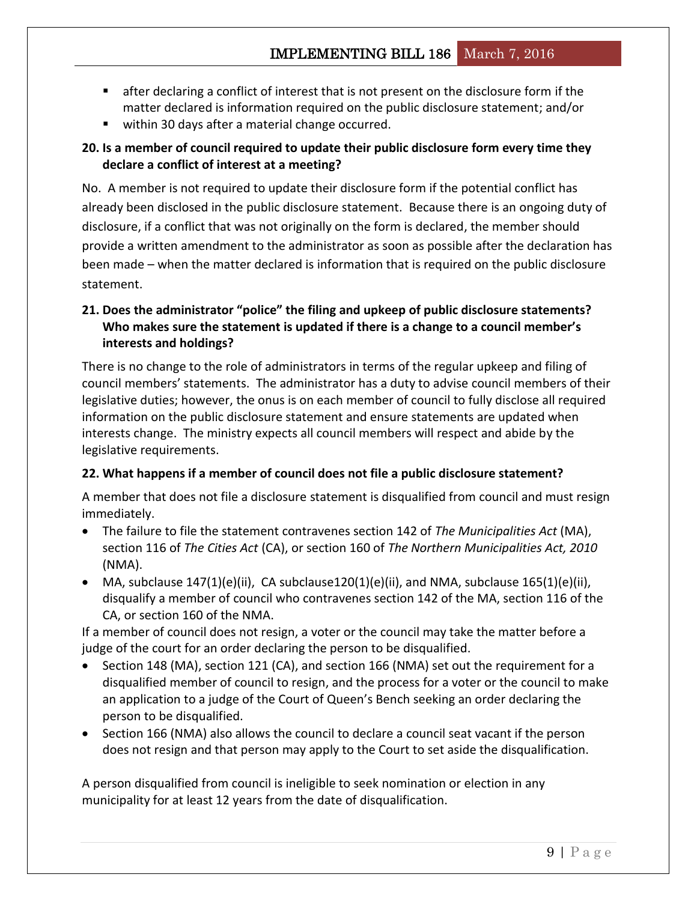- after declaring a conflict of interest that is not present on the disclosure form if the matter declared is information required on the public disclosure statement; and/or
- within 30 days after a material change occurred.

**20. Is a member of council required to update their public disclosure form every time they declare a conflict of interest at a meeting?**

No. A member is not required to update their disclosure form if the potential conflict has already been disclosed in the public disclosure statement. Because there is an ongoing duty of disclosure, if a conflict that was not originally on the form is declared, the member should provide a written amendment to the administrator as soon as possible after the declaration has been made – when the matter declared is information that is required on the public disclosure statement.

**21. Does the administrator "police" the filing and upkeep of public disclosure statements? Who makes sure the statement is updated if there is a change to a council member's interests and holdings?**

There is no change to the role of administrators in terms of the regular upkeep and filing of council members' statements. The administrator has a duty to advise council members of their legislative duties; however, the onus is on each member of council to fully disclose all required information on the public disclosure statement and ensure statements are updated when interests change. The ministry expects all council members will respect and abide by the legislative requirements.

**22. What happens if a member of council does not file a public disclosure statement?**

A member that does not file a disclosure statement is disqualified from council and must resign immediately.

- The failure to file the statement contravenes section 142 of *The Municipalities Act* (MA), section 116 of *The Cities Act* (CA), or section 160 of *The Northern Municipalities Act, 2010* (NMA).
- MA, subclause 147(1)(e)(ii), CA subclause120(1)(e)(ii), and NMA, subclause 165(1)(e)(ii), disqualify a member of council who contravenes section 142 of the MA, section 116 of the CA, or section 160 of the NMA.

If a member of council does not resign, a voter or the council may take the matter before a judge of the court for an order declaring the person to be disqualified.

- Section 148 (MA), section 121 (CA), and section 166 (NMA) set out the requirement for a disqualified member of council to resign, and the process for a voter or the council to make an application to a judge of the Court of Queen's Bench seeking an order declaring the person to be disqualified.
- Section 166 (NMA) also allows the council to declare a council seat vacant if the person does not resign and that person may apply to the Court to set aside the disqualification.

A person disqualified from council is ineligible to seek nomination or election in any municipality for at least 12 years from the date of disqualification.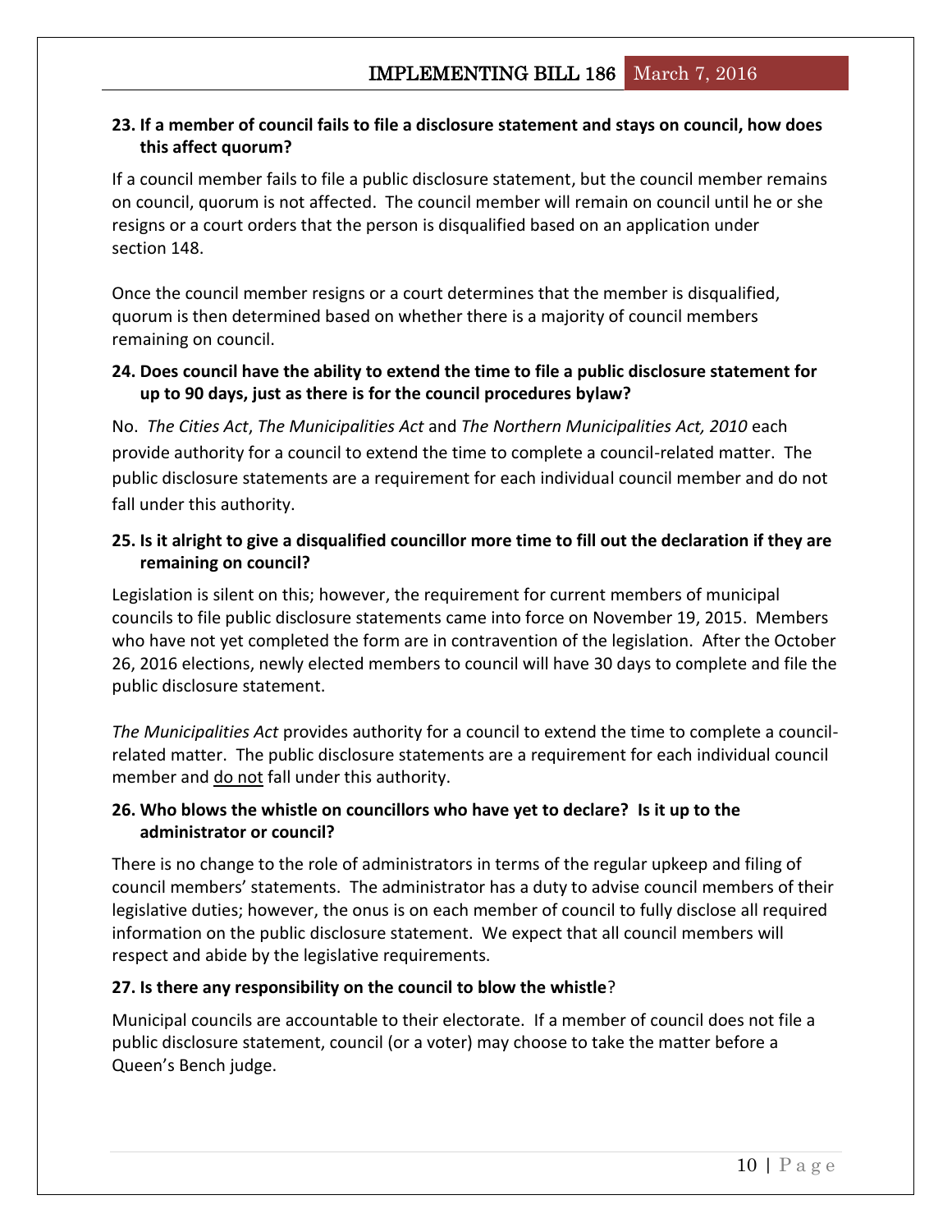**23. If a member of council fails to file a disclosure statement and stays on council, how does this affect quorum?**

If a council member fails to file a public disclosure statement, but the council member remains on council, quorum is not affected. The council member will remain on council until he or she resigns or a court orders that the person is disqualified based on an application under section 148.

Once the council member resigns or a court determines that the member is disqualified, quorum is then determined based on whether there is a majority of council members remaining on council.

**24. Does council have the ability to extend the time to file a public disclosure statement for up to 90 days, just as there is for the council procedures bylaw?**

No. *The Cities Act*, *The Municipalities Act* and *The Northern Municipalities Act, 2010* each provide authority for a council to extend the time to complete a council-related matter. The public disclosure statements are a requirement for each individual council member and do not fall under this authority.

**25. Is it alright to give a disqualified councillor more time to fill out the declaration if they are remaining on council?**

Legislation is silent on this; however, the requirement for current members of municipal councils to file public disclosure statements came into force on November 19, 2015. Members who have not yet completed the form are in contravention of the legislation. After the October 26, 2016 elections, newly elected members to council will have 30 days to complete and file the public disclosure statement.

*The Municipalities Act* provides authority for a council to extend the time to complete a council-related matter. The public disclosure statements are a requirement for each individual council member and do not fall under this authority.

**26. Who blows the whistle on councillors who have yet to declare? Is it up to the administrator or council?**

There is no change to the role of administrators in terms of the regular upkeep and filing of council members' statements. The administrator has a duty to advise council members of their legislative duties; however, the onus is on each member of council to fully disclose all required information on the public disclosure statement. We expect that all council members will respect and abide by the legislative requirements.

**27. Is there any responsibility on the council to blow the whistle?**

Municipal councils are accountable to their electorate. If a member of council does not file a public disclosure statement, council (or a voter) may choose to take the matter before a Queen's Bench judge.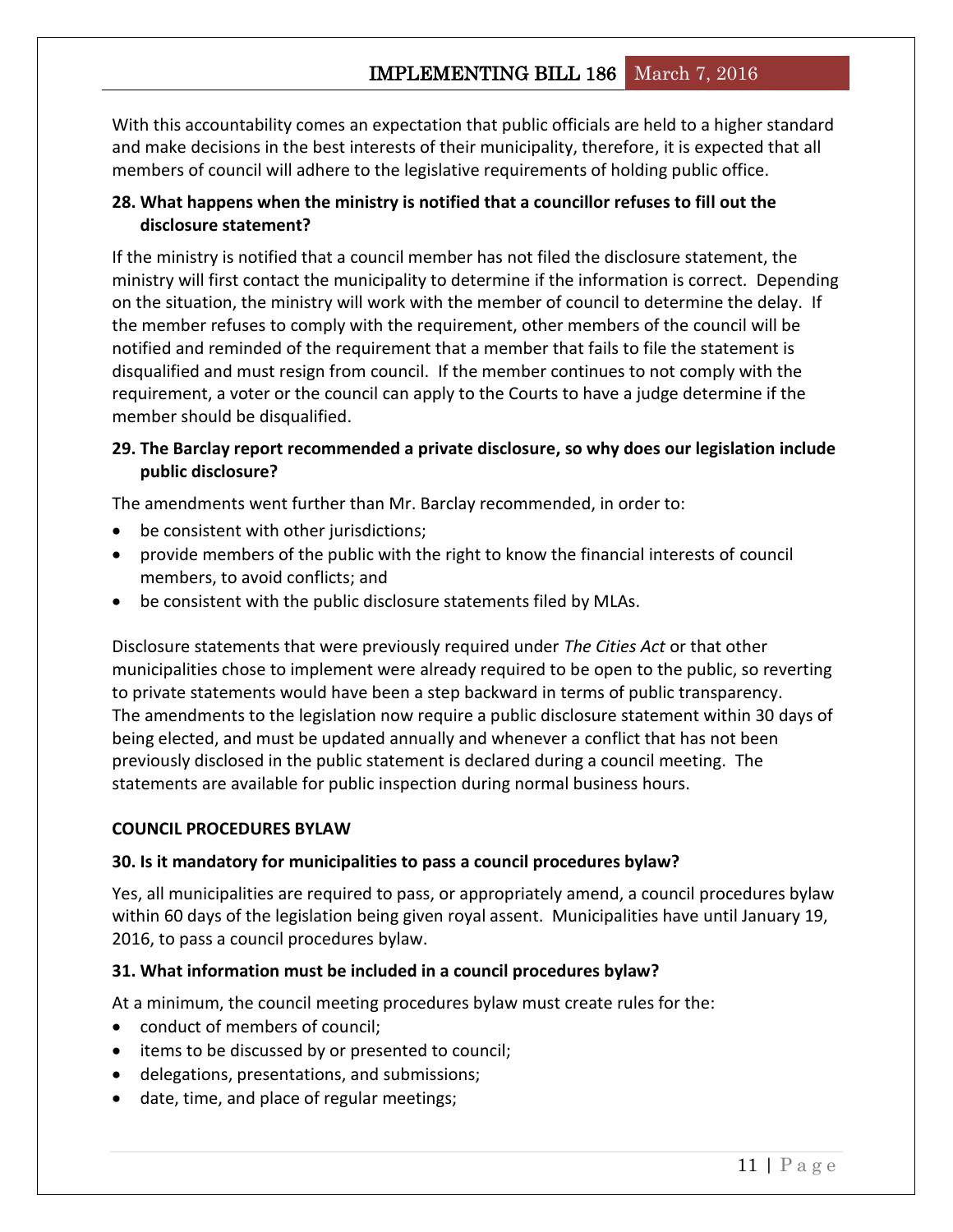With this accountability comes an expectation that public officials are held to a higher standard and make decisions in the best interests of their municipality, therefore, it is expected that all members of council will adhere to the legislative requirements of holding public office.

### 28. What happens when the ministry is notified that a councillor refuses to fill out the disclosure statement?

If the ministry is notified that a council member has not filed the disclosure statement, the ministry will first contact the municipality to determine if the information is correct. Depending on the situation, the ministry will work with the member of council to determine the delay. If the member refuses to comply with the requirement, other members of the council will be notified and reminded of the requirement that a member that fails to file the statement is disqualified and must resign from council. If the member continues to not comply with the requirement, a voter or the council can apply to the Courts to have a judge determine if the member should be disqualified.

### 29. The Barclay report recommended a private disclosure, so why does our legislation include public disclosure?

The amendments went further than Mr. Barclay recommended, in order to:

- be consistent with other jurisdictions;
- provide members of the public with the right to know the financial interests of council members, to avoid conflicts; and
- be consistent with the public disclosure statements filed by MLAs.

Disclosure statements that were previously required under *The Cities Act* or that other municipalities chose to implement were already required to be open to the public, so reverting to private statements would have been a step backward in terms of public transparency. The amendments to the legislation now require a public disclosure statement within 30 days of being elected, and must be updated annually and whenever a conflict that has not been previously disclosed in the public statement is declared during a council meeting. The statements are available for public inspection during normal business hours.

## COUNCIL PROCEDURES BYLAW

### 30. Is it mandatory for municipalities to pass a council procedures bylaw?

Yes, all municipalities are required to pass, or appropriately amend, a council procedures bylaw within 60 days of the legislation being given royal assent. Municipalities have until January 19, 2016, to pass a council procedures bylaw.

### 31. What information must be included in a council procedures bylaw?

At a minimum, the council meeting procedures bylaw must create rules for the:

- conduct of members of council;
- items to be discussed by or presented to council;
- delegations, presentations, and submissions;
- date, time, and place of regular meetings;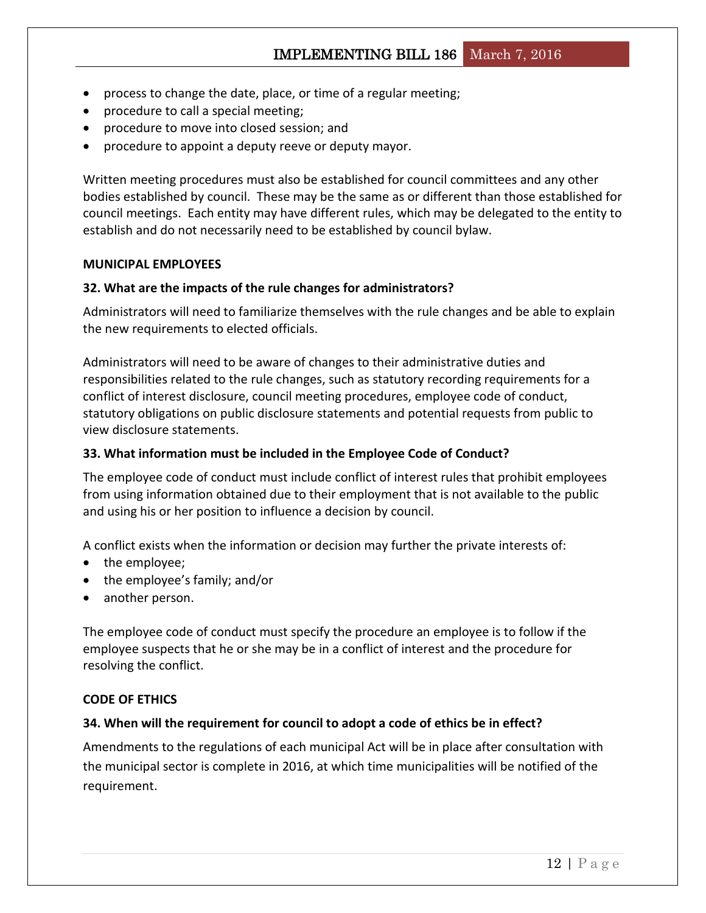- process to change the date, place, or time of a regular meeting;
- procedure to call a special meeting;
- procedure to move into closed session; and
- procedure to appoint a deputy reeve or deputy mayor.

Written meeting procedures must also be established for council committees and any other bodies established by council. These may be the same as or different than those established for council meetings. Each entity may have different rules, which may be delegated to the entity to establish and do not necessarily need to be established by council bylaw.

## MUNICIPAL EMPLOYEES

### 32. What are the impacts of the rule changes for administrators?

Administrators will need to familiarize themselves with the rule changes and be able to explain the new requirements to elected officials.

Administrators will need to be aware of changes to their administrative duties and responsibilities related to the rule changes, such as statutory recording requirements for a conflict of interest disclosure, council meeting procedures, employee code of conduct, statutory obligations on public disclosure statements and potential requests from public to view disclosure statements.

### 33. What information must be included in the Employee Code of Conduct?

The employee code of conduct must include conflict of interest rules that prohibit employees from using information obtained due to their employment that is not available to the public and using his or her position to influence a decision by council.

A conflict exists when the information or decision may further the private interests of:

- the employee;
- the employee's family; and/or
- another person.

The employee code of conduct must specify the procedure an employee is to follow if the employee suspects that he or she may be in a conflict of interest and the procedure for resolving the conflict.

## CODE OF ETHICS

### 34. When will the requirement for council to adopt a code of ethics be in effect?

Amendments to the regulations of each municipal Act will be in place after consultation with the municipal sector is complete in 2016, at which time municipalities will be notified of the requirement.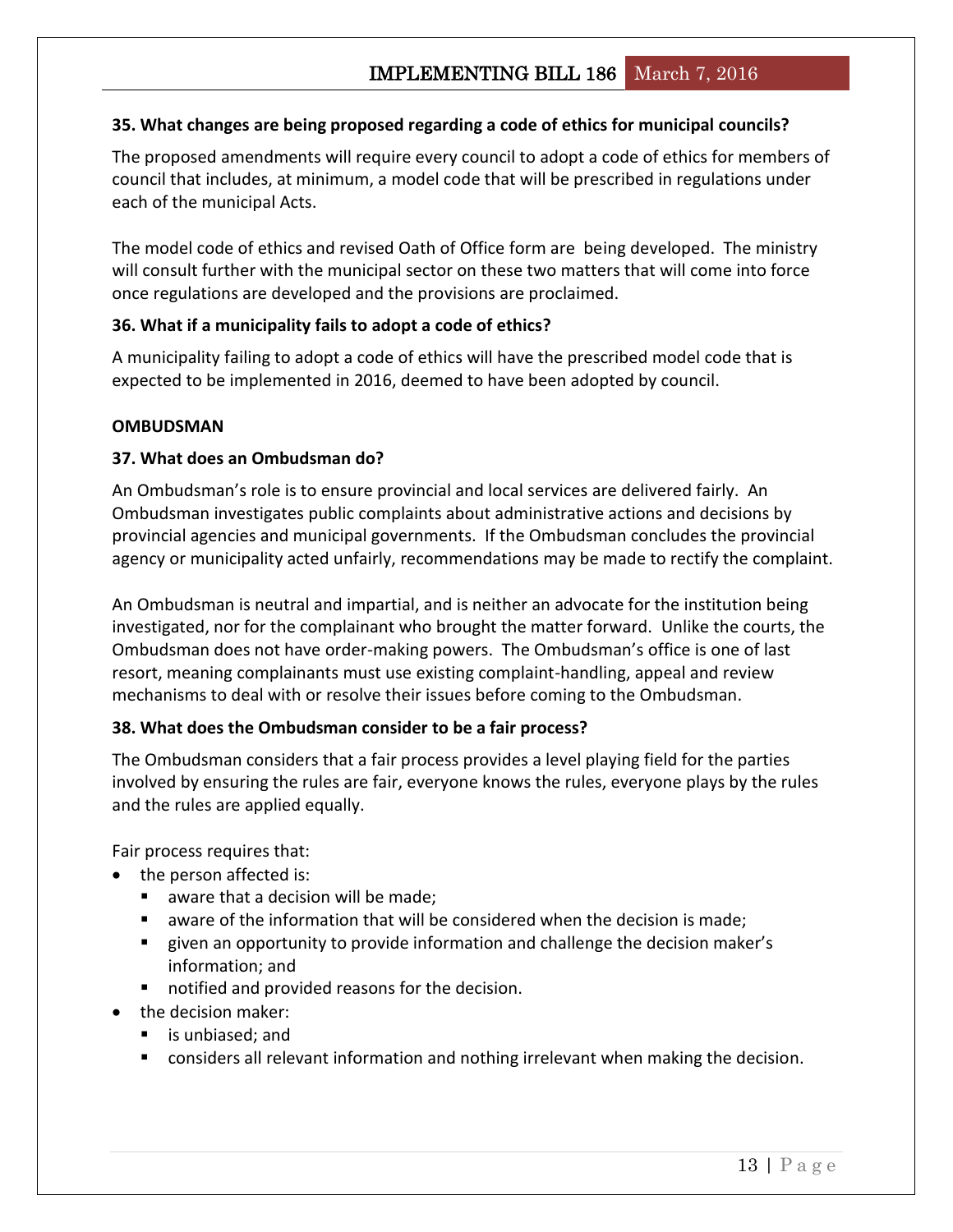### 35. What changes are being proposed regarding a code of ethics for municipal councils?

The proposed amendments will require every council to adopt a code of ethics for members of council that includes, at minimum, a model code that will be prescribed in regulations under each of the municipal Acts.

The model code of ethics and revised Oath of Office form are being developed. The ministry will consult further with the municipal sector on these two matters that will come into force once regulations are developed and the provisions are proclaimed.

### 36. What if a municipality fails to adopt a code of ethics?

A municipality failing to adopt a code of ethics will have the prescribed model code that is expected to be implemented in 2016, deemed to have been adopted by council.

## OMBUDSMAN

### 37. What does an Ombudsman do?

An Ombudsman's role is to ensure provincial and local services are delivered fairly. An Ombudsman investigates public complaints about administrative actions and decisions by provincial agencies and municipal governments. If the Ombudsman concludes the provincial agency or municipality acted unfairly, recommendations may be made to rectify the complaint.

An Ombudsman is neutral and impartial, and is neither an advocate for the institution being investigated, nor for the complainant who brought the matter forward. Unlike the courts, the Ombudsman does not have order-making powers. The Ombudsman's office is one of last resort, meaning complainants must use existing complaint-handling, appeal and review mechanisms to deal with or resolve their issues before coming to the Ombudsman.

### 38. What does the Ombudsman consider to be a fair process?

The Ombudsman considers that a fair process provides a level playing field for the parties involved by ensuring the rules are fair, everyone knows the rules, everyone plays by the rules and the rules are applied equally.

Fair process requires that:

- the person affected is:
  - aware that a decision will be made;
  - aware of the information that will be considered when the decision is made;
  - given an opportunity to provide information and challenge the decision maker's information; and
  - notified and provided reasons for the decision.
- the decision maker:
  - is unbiased; and
  - considers all relevant information and nothing irrelevant when making the decision.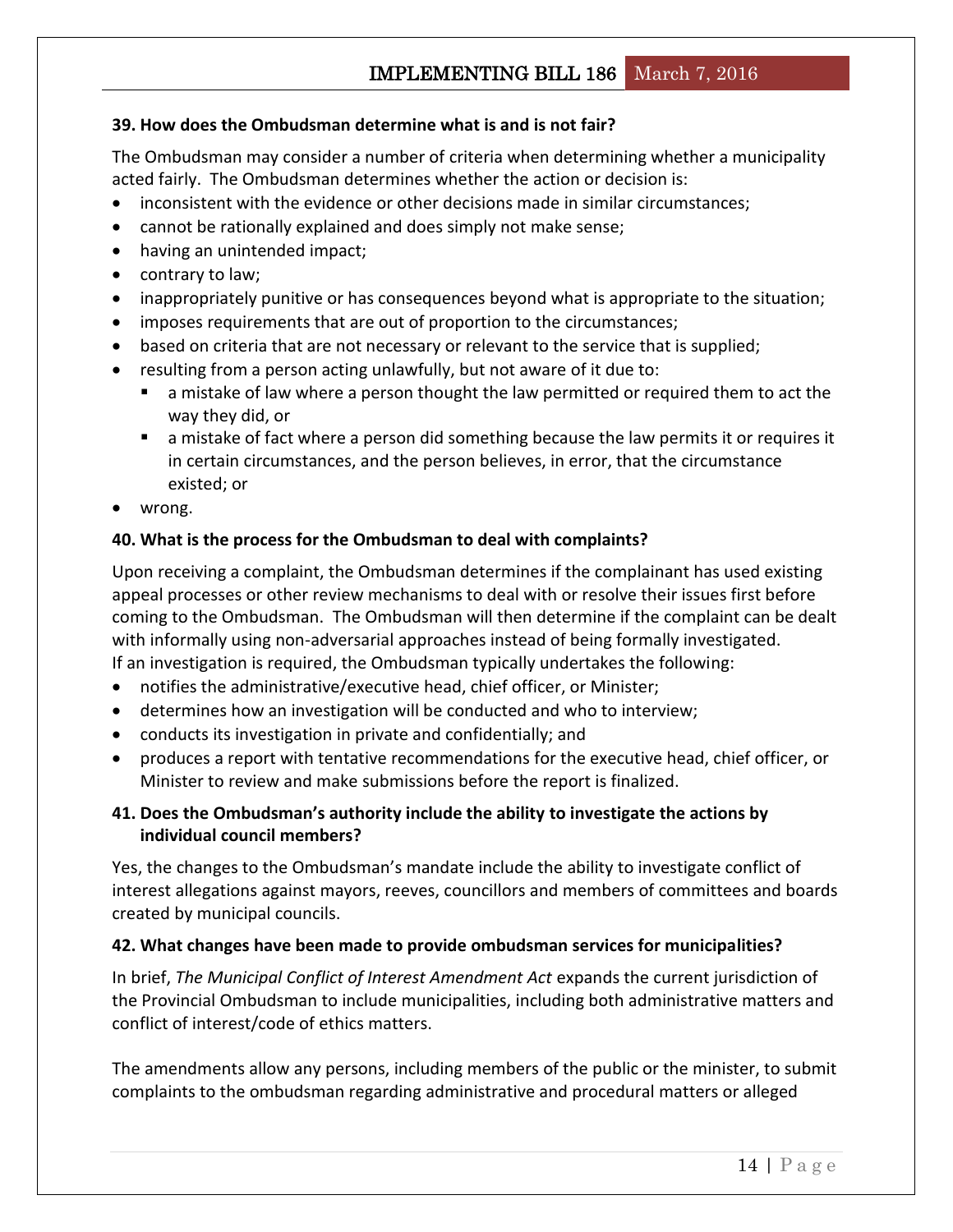**39. How does the Ombudsman determine what is and is not fair?**

The Ombudsman may consider a number of criteria when determining whether a municipality acted fairly. The Ombudsman determines whether the action or decision is:

- inconsistent with the evidence or other decisions made in similar circumstances;
- cannot be rationally explained and does simply not make sense;
- having an unintended impact;
- contrary to law;
- inappropriately punitive or has consequences beyond what is appropriate to the situation;
- imposes requirements that are out of proportion to the circumstances;
- based on criteria that are not necessary or relevant to the service that is supplied;
- resulting from a person acting unlawfully, but not aware of it due to:
  - a mistake of law where a person thought the law permitted or required them to act the way they did, or
  - a mistake of fact where a person did something because the law permits it or requires it in certain circumstances, and the person believes, in error, that the circumstance existed; or
- wrong.

**40. What is the process for the Ombudsman to deal with complaints?**

Upon receiving a complaint, the Ombudsman determines if the complainant has used existing appeal processes or other review mechanisms to deal with or resolve their issues first before coming to the Ombudsman. The Ombudsman will then determine if the complaint can be dealt with informally using non-adversarial approaches instead of being formally investigated. If an investigation is required, the Ombudsman typically undertakes the following:

- notifies the administrative/executive head, chief officer, or Minister;
- determines how an investigation will be conducted and who to interview;
- conducts its investigation in private and confidentially; and
- produces a report with tentative recommendations for the executive head, chief officer, or Minister to review and make submissions before the report is finalized.

**41. Does the Ombudsman's authority include the ability to investigate the actions by individual council members?**

Yes, the changes to the Ombudsman's mandate include the ability to investigate conflict of interest allegations against mayors, reeves, councillors and members of committees and boards created by municipal councils.

**42. What changes have been made to provide ombudsman services for municipalities?**

In brief, *The Municipal Conflict of Interest Amendment Act* expands the current jurisdiction of the Provincial Ombudsman to include municipalities, including both administrative matters and conflict of interest/code of ethics matters.

The amendments allow any persons, including members of the public or the minister, to submit complaints to the ombudsman regarding administrative and procedural matters or alleged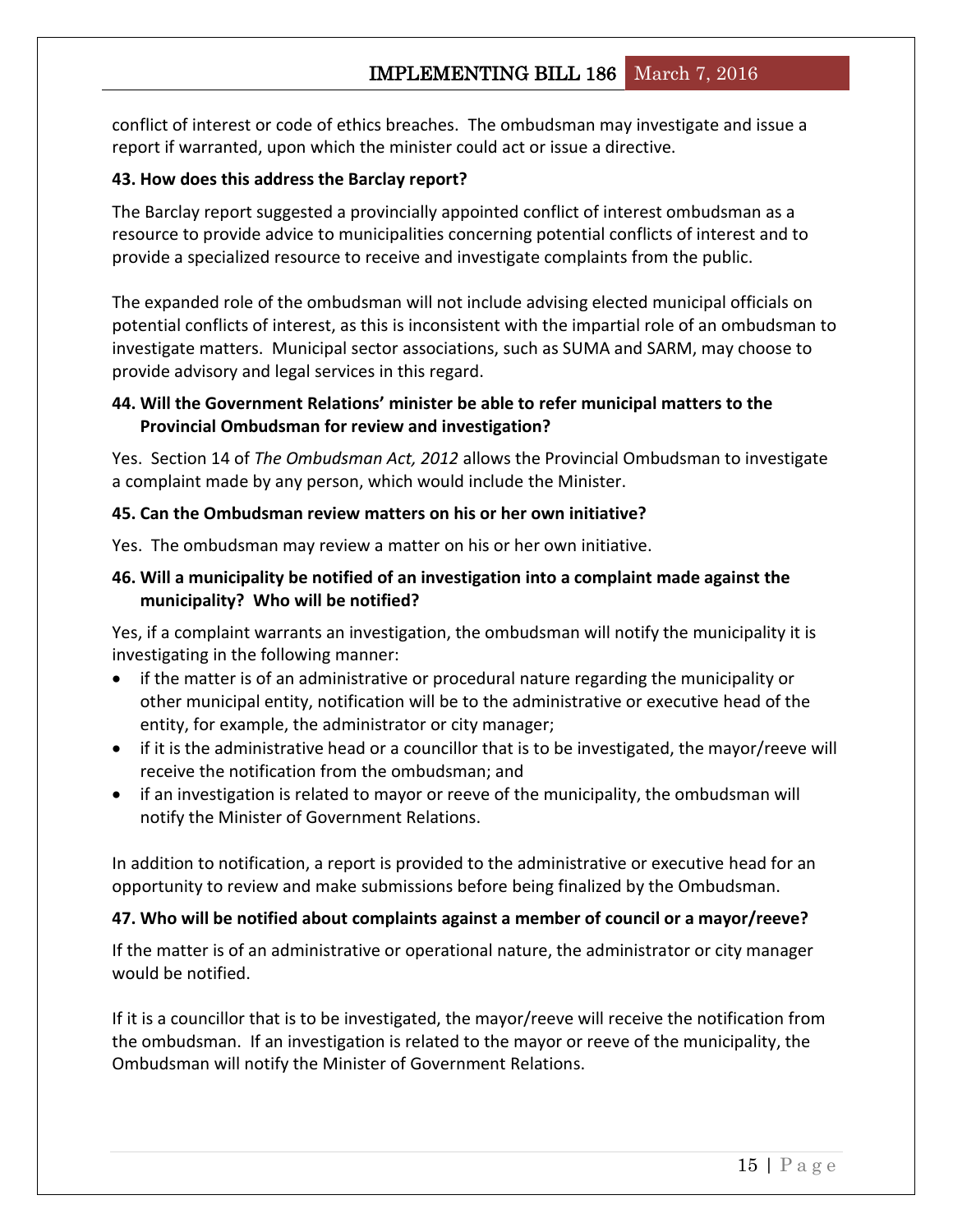conflict of interest or code of ethics breaches. The ombudsman may investigate and issue a report if warranted, upon which the minister could act or issue a directive.

**43. How does this address the Barclay report?**

The Barclay report suggested a provincially appointed conflict of interest ombudsman as a resource to provide advice to municipalities concerning potential conflicts of interest and to provide a specialized resource to receive and investigate complaints from the public.

The expanded role of the ombudsman will not include advising elected municipal officials on potential conflicts of interest, as this is inconsistent with the impartial role of an ombudsman to investigate matters. Municipal sector associations, such as SUMA and SARM, may choose to provide advisory and legal services in this regard.

**44. Will the Government Relations' minister be able to refer municipal matters to the Provincial Ombudsman for review and investigation?**

Yes. Section 14 of *The Ombudsman Act, 2012* allows the Provincial Ombudsman to investigate a complaint made by any person, which would include the Minister.

**45. Can the Ombudsman review matters on his or her own initiative?**

Yes. The ombudsman may review a matter on his or her own initiative.

**46. Will a municipality be notified of an investigation into a complaint made against the municipality? Who will be notified?**

Yes, if a complaint warrants an investigation, the ombudsman will notify the municipality it is investigating in the following manner:

- if the matter is of an administrative or procedural nature regarding the municipality or other municipal entity, notification will be to the administrative or executive head of the entity, for example, the administrator or city manager;
- if it is the administrative head or a councillor that is to be investigated, the mayor/reeve will receive the notification from the ombudsman; and
- if an investigation is related to mayor or reeve of the municipality, the ombudsman will notify the Minister of Government Relations.

In addition to notification, a report is provided to the administrative or executive head for an opportunity to review and make submissions before being finalized by the Ombudsman.

**47. Who will be notified about complaints against a member of council or a mayor/reeve?**

If the matter is of an administrative or operational nature, the administrator or city manager would be notified.

If it is a councillor that is to be investigated, the mayor/reeve will receive the notification from the ombudsman. If an investigation is related to the mayor or reeve of the municipality, the Ombudsman will notify the Minister of Government Relations.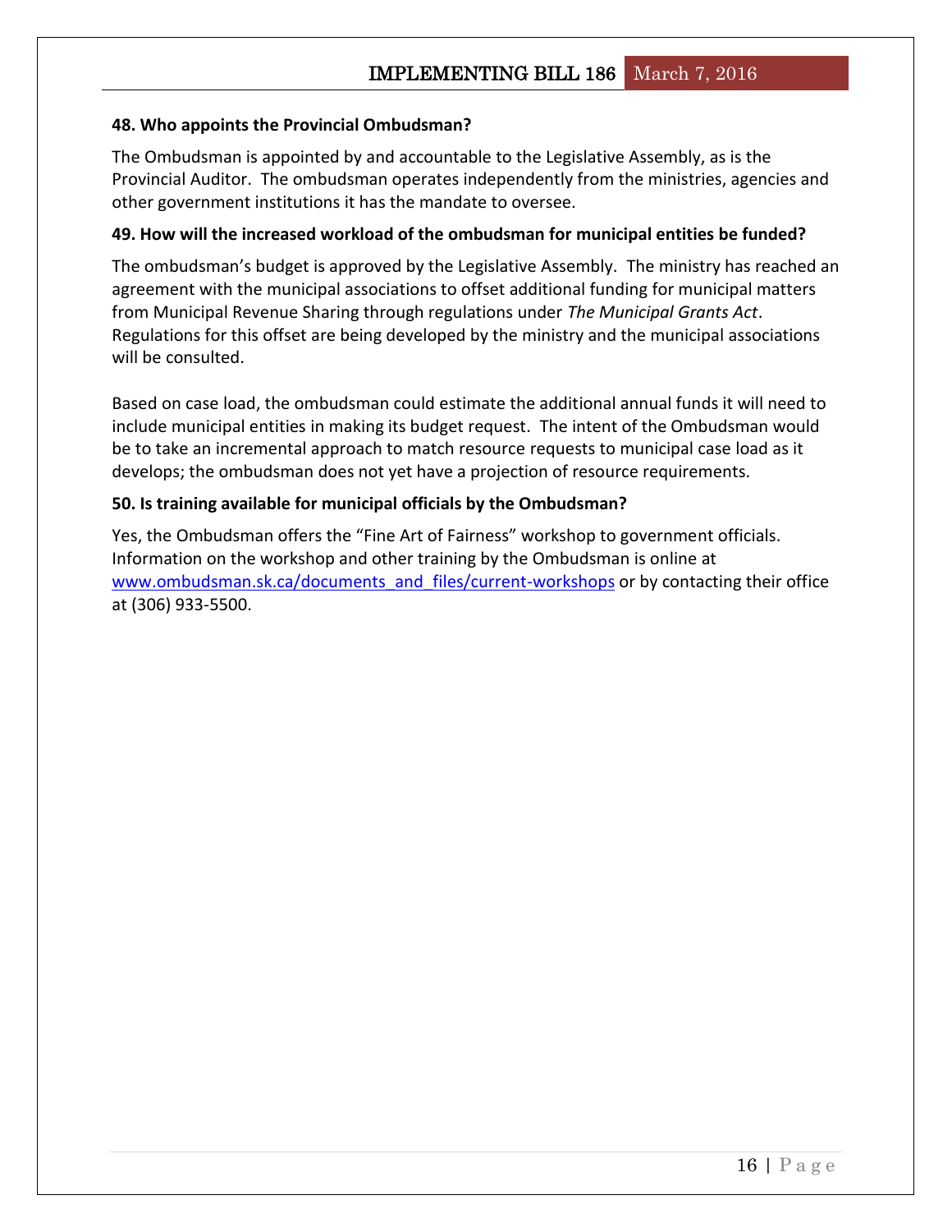**48. Who appoints the Provincial Ombudsman?**

The Ombudsman is appointed by and accountable to the Legislative Assembly, as is the Provincial Auditor. The ombudsman operates independently from the ministries, agencies and other government institutions it has the mandate to oversee.

**49. How will the increased workload of the ombudsman for municipal entities be funded?**

The ombudsman's budget is approved by the Legislative Assembly. The ministry has reached an agreement with the municipal associations to offset additional funding for municipal matters from Municipal Revenue Sharing through regulations under *The Municipal Grants Act*. Regulations for this offset are being developed by the ministry and the municipal associations will be consulted.

Based on case load, the ombudsman could estimate the additional annual funds it will need to include municipal entities in making its budget request. The intent of the Ombudsman would be to take an incremental approach to match resource requests to municipal case load as it develops; the ombudsman does not yet have a projection of resource requirements.

**50. Is training available for municipal officials by the Ombudsman?**

Yes, the Ombudsman offers the "Fine Art of Fairness" workshop to government officials. Information on the workshop and other training by the Ombudsman is online at [www.ombudsman.sk.ca/documents_and_files/current-workshops](http://www.ombudsman.sk.ca/documents_and_files/current-workshops) or by contacting their office at (306) 933-5500.